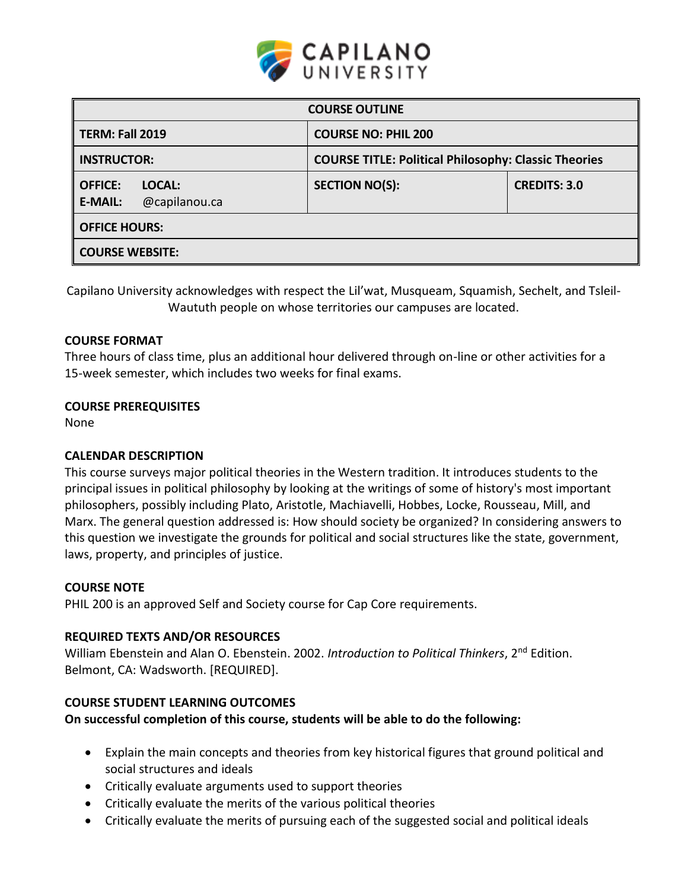CAPILANO UNIVERSITY

| COURSE OUTLINE | | |
|---|---|---|
| **TERM: Fall 2019** | **COURSE NO: PHIL 200** | |
| **INSTRUCTOR:** | **COURSE TITLE: Political Philosophy: Classic Theories** | |
| **OFFICE: LOCAL:** **E-MAIL:** @capilanou.ca | **SECTION NO(S):** | **CREDITS: 3.0** |
| **OFFICE HOURS:** | | |
| **COURSE WEBSITE:** | | |

Capilano University acknowledges with respect the Lil'wat, Musqueam, Squamish, Sechelt, and Tsleil-Waututh people on whose territories our campuses are located.

## COURSE FORMAT

Three hours of class time, plus an additional hour delivered through on-line or other activities for a 15-week semester, which includes two weeks for final exams.

## COURSE PREREQUISITES

None

## CALENDAR DESCRIPTION

This course surveys major political theories in the Western tradition. It introduces students to the principal issues in political philosophy by looking at the writings of some of history's most important philosophers, possibly including Plato, Aristotle, Machiavelli, Hobbes, Locke, Rousseau, Mill, and Marx. The general question addressed is: How should society be organized? In considering answers to this question we investigate the grounds for political and social structures like the state, government, laws, property, and principles of justice.

## COURSE NOTE

PHIL 200 is an approved Self and Society course for Cap Core requirements.

## REQUIRED TEXTS AND/OR RESOURCES

William Ebenstein and Alan O. Ebenstein. 2002. *Introduction to Political Thinkers*, 2nd Edition. Belmont, CA: Wadsworth. [REQUIRED].

## COURSE STUDENT LEARNING OUTCOMES

**On successful completion of this course, students will be able to do the following:**

- Explain the main concepts and theories from key historical figures that ground political and social structures and ideals
- Critically evaluate arguments used to support theories
- Critically evaluate the merits of the various political theories
- Critically evaluate the merits of pursuing each of the suggested social and political ideals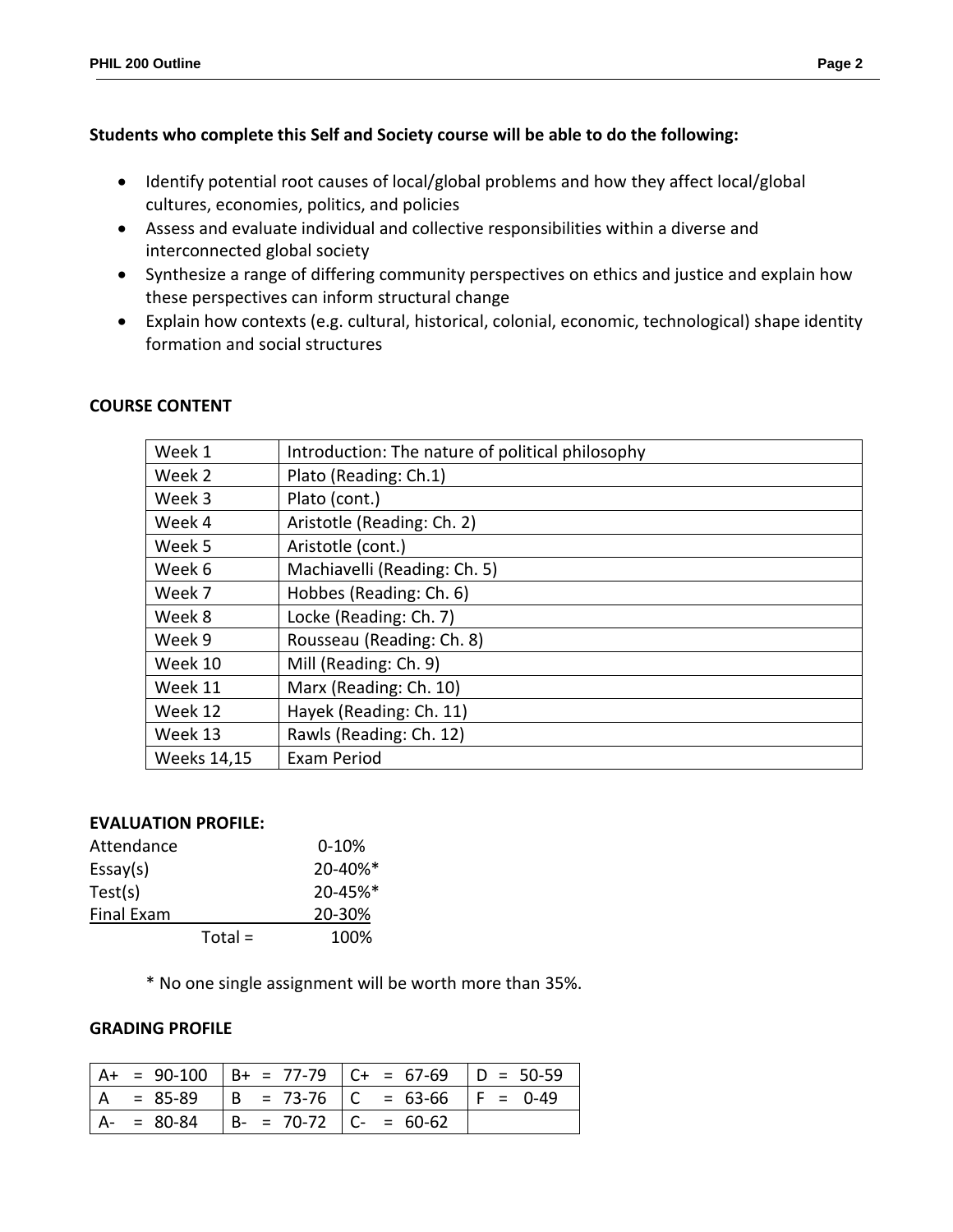**Students who complete this Self and Society course will be able to do the following:**

- Identify potential root causes of local/global problems and how they affect local/global cultures, economies, politics, and policies
- Assess and evaluate individual and collective responsibilities within a diverse and interconnected global society
- Synthesize a range of differing community perspectives on ethics and justice and explain how these perspectives can inform structural change
- Explain how contexts (e.g. cultural, historical, colonial, economic, technological) shape identity formation and social structures

## COURSE CONTENT

| | |
|---|---|
| Week 1 | Introduction: The nature of political philosophy |
| Week 2 | Plato (Reading: Ch.1) |
| Week 3 | Plato (cont.) |
| Week 4 | Aristotle (Reading: Ch. 2) |
| Week 5 | Aristotle (cont.) |
| Week 6 | Machiavelli (Reading: Ch. 5) |
| Week 7 | Hobbes (Reading: Ch. 6) |
| Week 8 | Locke (Reading: Ch. 7) |
| Week 9 | Rousseau (Reading: Ch. 8) |
| Week 10 | Mill (Reading: Ch. 9) |
| Week 11 | Marx (Reading: Ch. 10) |
| Week 12 | Hayek (Reading: Ch. 11) |
| Week 13 | Rawls (Reading: Ch. 12) |
| Weeks 14,15 | Exam Period |

## EVALUATION PROFILE:

| | |
|---|---|
| Attendance | 0-10% |
| Essay(s) | 20-40%* |
| Test(s) | 20-45%* |
| Final Exam | 20-30% |
| Total = | 100% |

\* No one single assignment will be worth more than 35%.

## GRADING PROFILE

| | | | |
|---|---|---|---|
| A+ = 90-100 | B+ = 77-79 | C+ = 67-69 | D = 50-59 |
| A = 85-89 | B = 73-76 | C = 63-66 | F = 0-49 |
| A- = 80-84 | B- = 70-72 | C- = 60-62 | |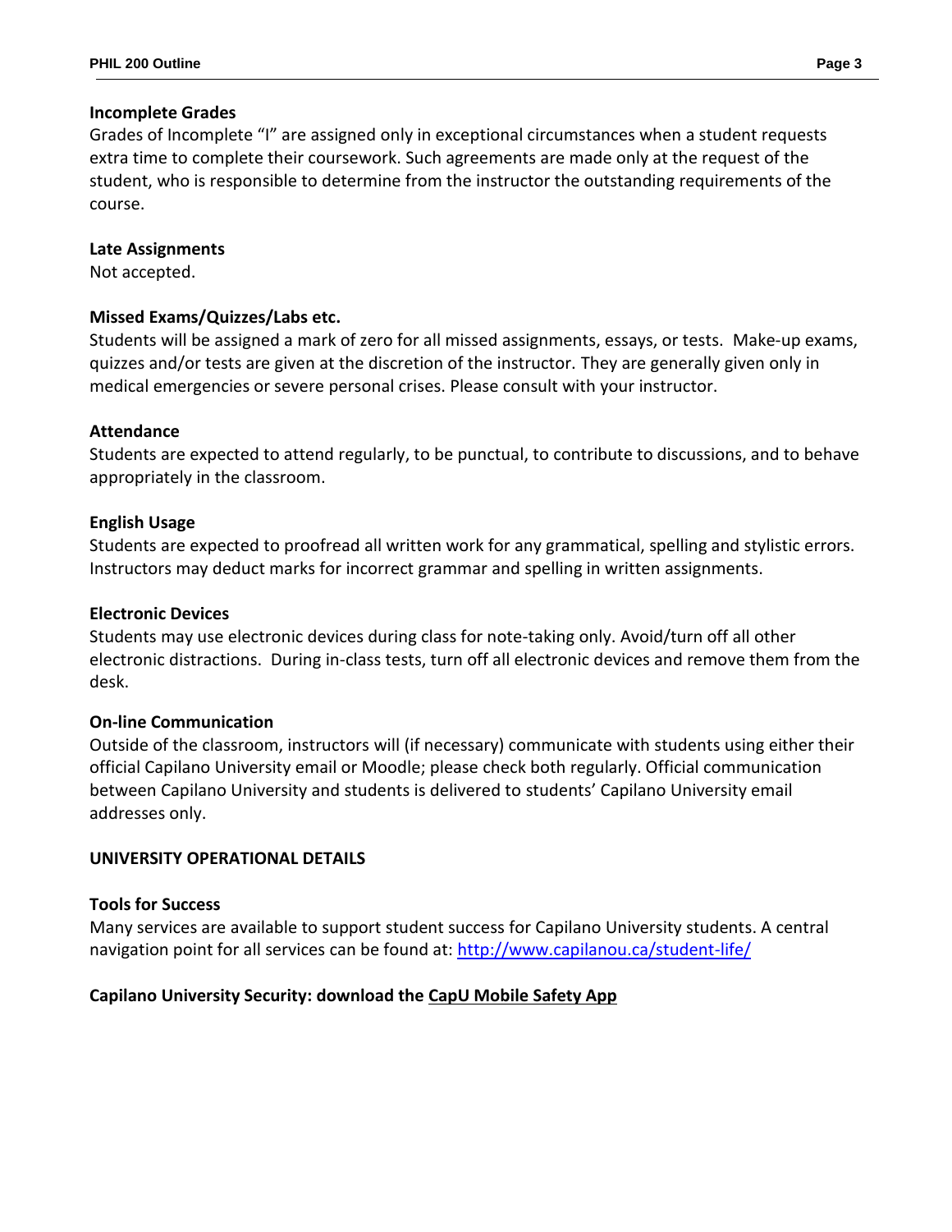**Incomplete Grades**
Grades of Incomplete "I" are assigned only in exceptional circumstances when a student requests extra time to complete their coursework. Such agreements are made only at the request of the student, who is responsible to determine from the instructor the outstanding requirements of the course.

**Late Assignments**
Not accepted.

**Missed Exams/Quizzes/Labs etc.**
Students will be assigned a mark of zero for all missed assignments, essays, or tests. Make-up exams, quizzes and/or tests are given at the discretion of the instructor. They are generally given only in medical emergencies or severe personal crises. Please consult with your instructor.

**Attendance**
Students are expected to attend regularly, to be punctual, to contribute to discussions, and to behave appropriately in the classroom.

**English Usage**
Students are expected to proofread all written work for any grammatical, spelling and stylistic errors. Instructors may deduct marks for incorrect grammar and spelling in written assignments.

**Electronic Devices**
Students may use electronic devices during class for note-taking only. Avoid/turn off all other electronic distractions. During in-class tests, turn off all electronic devices and remove them from the desk.

**On-line Communication**
Outside of the classroom, instructors will (if necessary) communicate with students using either their official Capilano University email or Moodle; please check both regularly. Official communication between Capilano University and students is delivered to students' Capilano University email addresses only.

**UNIVERSITY OPERATIONAL DETAILS**

**Tools for Success**
Many services are available to support student success for Capilano University students. A central navigation point for all services can be found at: http://www.capilanou.ca/student-life/

**Capilano University Security: download the CapU Mobile Safety App**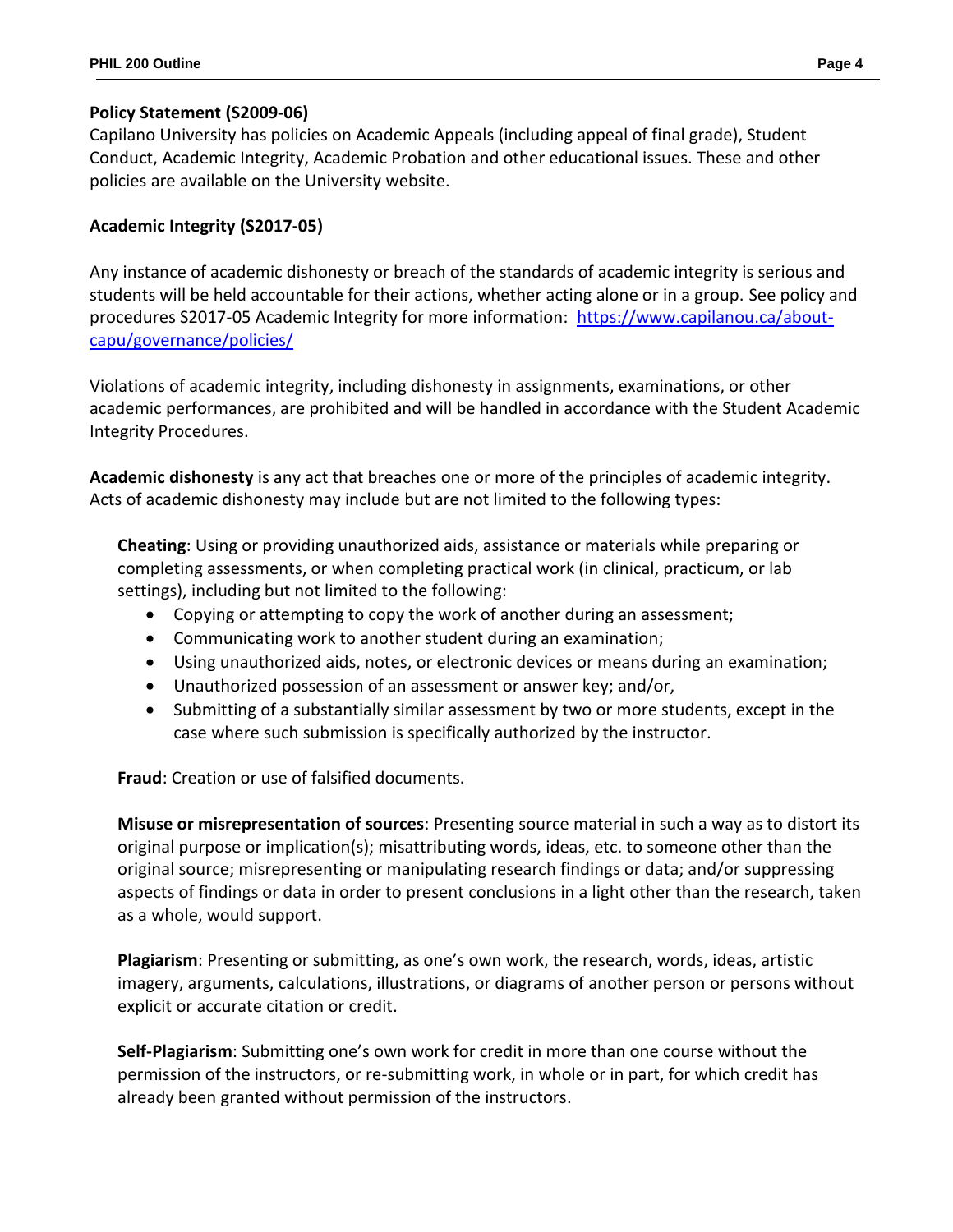**Policy Statement (S2009-06)**

Capilano University has policies on Academic Appeals (including appeal of final grade), Student Conduct, Academic Integrity, Academic Probation and other educational issues. These and other policies are available on the University website.

**Academic Integrity (S2017-05)**

Any instance of academic dishonesty or breach of the standards of academic integrity is serious and students will be held accountable for their actions, whether acting alone or in a group. See policy and procedures S2017-05 Academic Integrity for more information: [https://www.capilanou.ca/about-capu/governance/policies/](https://www.capilanou.ca/about-capu/governance/policies/)

Violations of academic integrity, including dishonesty in assignments, examinations, or other academic performances, are prohibited and will be handled in accordance with the Student Academic Integrity Procedures.

**Academic dishonesty** is any act that breaches one or more of the principles of academic integrity. Acts of academic dishonesty may include but are not limited to the following types:

**Cheating**: Using or providing unauthorized aids, assistance or materials while preparing or completing assessments, or when completing practical work (in clinical, practicum, or lab settings), including but not limited to the following:

- Copying or attempting to copy the work of another during an assessment;
- Communicating work to another student during an examination;
- Using unauthorized aids, notes, or electronic devices or means during an examination;
- Unauthorized possession of an assessment or answer key; and/or,
- Submitting of a substantially similar assessment by two or more students, except in the case where such submission is specifically authorized by the instructor.

**Fraud**: Creation or use of falsified documents.

**Misuse or misrepresentation of sources**: Presenting source material in such a way as to distort its original purpose or implication(s); misattributing words, ideas, etc. to someone other than the original source; misrepresenting or manipulating research findings or data; and/or suppressing aspects of findings or data in order to present conclusions in a light other than the research, taken as a whole, would support.

**Plagiarism**: Presenting or submitting, as one's own work, the research, words, ideas, artistic imagery, arguments, calculations, illustrations, or diagrams of another person or persons without explicit or accurate citation or credit.

**Self-Plagiarism**: Submitting one's own work for credit in more than one course without the permission of the instructors, or re-submitting work, in whole or in part, for which credit has already been granted without permission of the instructors.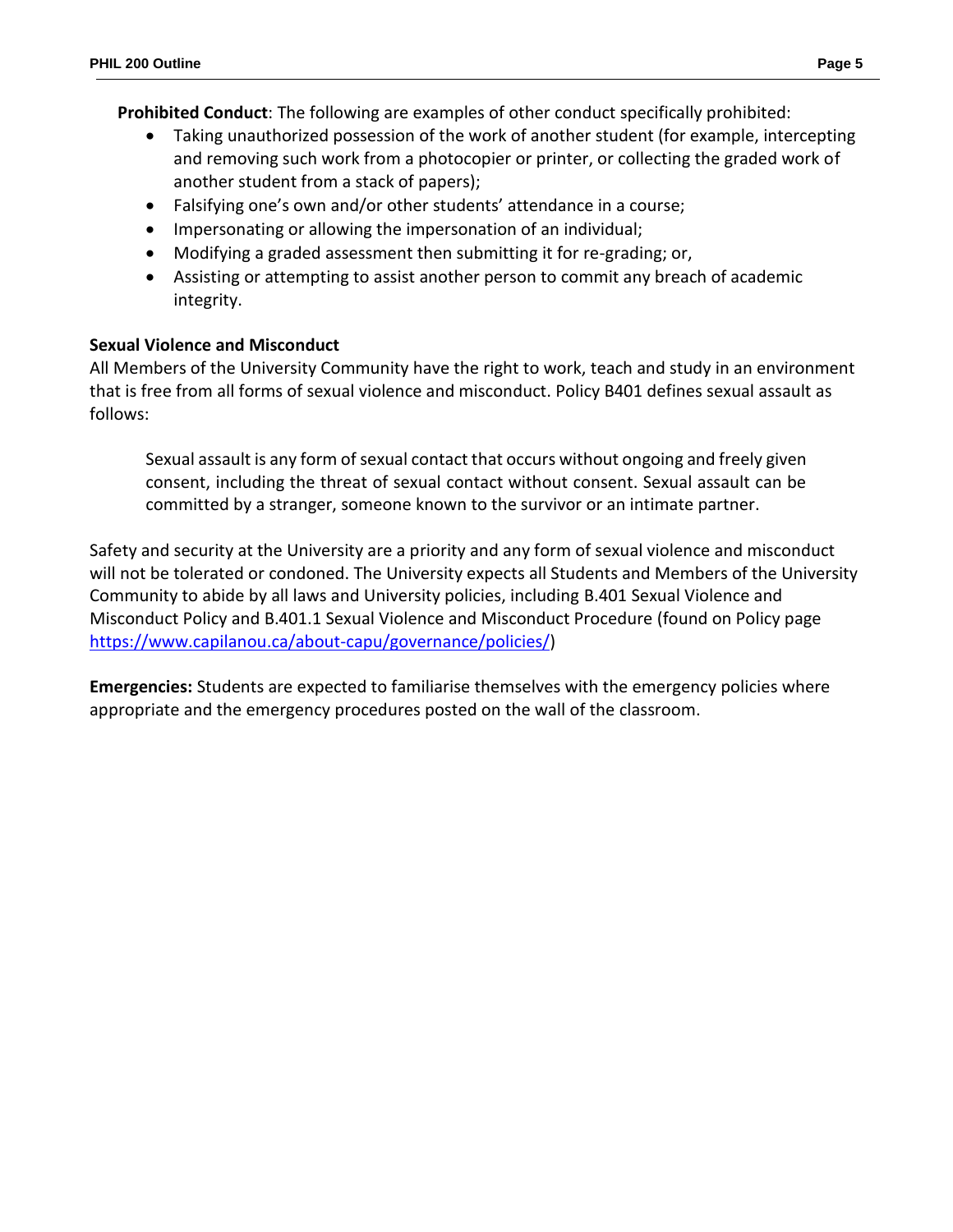**Prohibited Conduct**: The following are examples of other conduct specifically prohibited:

- Taking unauthorized possession of the work of another student (for example, intercepting and removing such work from a photocopier or printer, or collecting the graded work of another student from a stack of papers);
- Falsifying one's own and/or other students' attendance in a course;
- Impersonating or allowing the impersonation of an individual;
- Modifying a graded assessment then submitting it for re-grading; or,
- Assisting or attempting to assist another person to commit any breach of academic integrity.

**Sexual Violence and Misconduct**

All Members of the University Community have the right to work, teach and study in an environment that is free from all forms of sexual violence and misconduct. Policy B401 defines sexual assault as follows:

> Sexual assault is any form of sexual contact that occurs without ongoing and freely given consent, including the threat of sexual contact without consent. Sexual assault can be committed by a stranger, someone known to the survivor or an intimate partner.

Safety and security at the University are a priority and any form of sexual violence and misconduct will not be tolerated or condoned. The University expects all Students and Members of the University Community to abide by all laws and University policies, including B.401 Sexual Violence and Misconduct Policy and B.401.1 Sexual Violence and Misconduct Procedure (found on Policy page https://www.capilanou.ca/about-capu/governance/policies/)

**Emergencies:** Students are expected to familiarise themselves with the emergency policies where appropriate and the emergency procedures posted on the wall of the classroom.